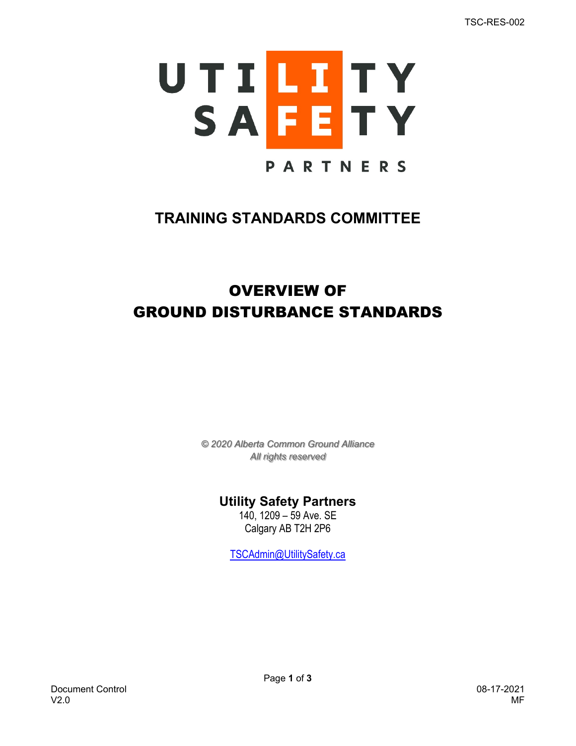UTILITY SAFETY PARTNERS

# TRAINING STANDARDS COMMITTEE

# OVERVIEW OF GROUND DISTURBANCE STANDARDS

*© 2020 Alberta Common Ground Alliance*
*All rights reserved*

**Utility Safety Partners**
140, 1209 – 59 Ave. SE
Calgary AB T2H 2P6

TSCAdmin@UtilitySafety.ca

Document Control
V2.0

08-17-2021
MF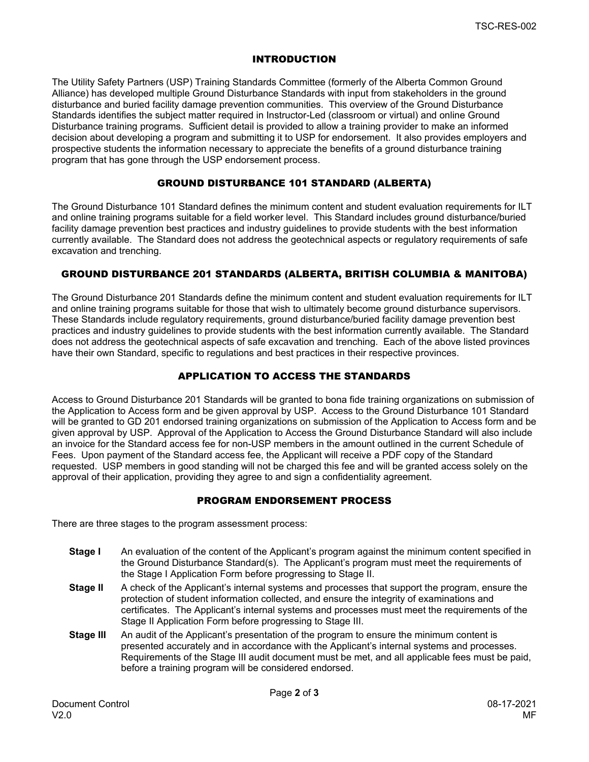## INTRODUCTION

The Utility Safety Partners (USP) Training Standards Committee (formerly of the Alberta Common Ground Alliance) has developed multiple Ground Disturbance Standards with input from stakeholders in the ground disturbance and buried facility damage prevention communities. This overview of the Ground Disturbance Standards identifies the subject matter required in Instructor-Led (classroom or virtual) and online Ground Disturbance training programs. Sufficient detail is provided to allow a training provider to make an informed decision about developing a program and submitting it to USP for endorsement. It also provides employers and prospective students the information necessary to appreciate the benefits of a ground disturbance training program that has gone through the USP endorsement process.

## GROUND DISTURBANCE 101 STANDARD (ALBERTA)

The Ground Disturbance 101 Standard defines the minimum content and student evaluation requirements for ILT and online training programs suitable for a field worker level. This Standard includes ground disturbance/buried facility damage prevention best practices and industry guidelines to provide students with the best information currently available. The Standard does not address the geotechnical aspects or regulatory requirements of safe excavation and trenching.

## GROUND DISTURBANCE 201 STANDARDS (ALBERTA, BRITISH COLUMBIA & MANITOBA)

The Ground Disturbance 201 Standards define the minimum content and student evaluation requirements for ILT and online training programs suitable for those that wish to ultimately become ground disturbance supervisors. These Standards include regulatory requirements, ground disturbance/buried facility damage prevention best practices and industry guidelines to provide students with the best information currently available. The Standard does not address the geotechnical aspects of safe excavation and trenching. Each of the above listed provinces have their own Standard, specific to regulations and best practices in their respective provinces.

## APPLICATION TO ACCESS THE STANDARDS

Access to Ground Disturbance 201 Standards will be granted to bona fide training organizations on submission of the Application to Access form and be given approval by USP. Access to the Ground Disturbance 101 Standard will be granted to GD 201 endorsed training organizations on submission of the Application to Access form and be given approval by USP. Approval of the Application to Access the Ground Disturbance Standard will also include an invoice for the Standard access fee for non-USP members in the amount outlined in the current Schedule of Fees. Upon payment of the Standard access fee, the Applicant will receive a PDF copy of the Standard requested. USP members in good standing will not be charged this fee and will be granted access solely on the approval of their application, providing they agree to and sign a confidentiality agreement.

## PROGRAM ENDORSEMENT PROCESS

There are three stages to the program assessment process:

- **Stage I** An evaluation of the content of the Applicant's program against the minimum content specified in the Ground Disturbance Standard(s). The Applicant's program must meet the requirements of the Stage I Application Form before progressing to Stage II.
- **Stage II** A check of the Applicant's internal systems and processes that support the program, ensure the protection of student information collected, and ensure the integrity of examinations and certificates. The Applicant's internal systems and processes must meet the requirements of the Stage II Application Form before progressing to Stage III.
- **Stage III** An audit of the Applicant's presentation of the program to ensure the minimum content is presented accurately and in accordance with the Applicant's internal systems and processes. Requirements of the Stage III audit document must be met, and all applicable fees must be paid, before a training program will be considered endorsed.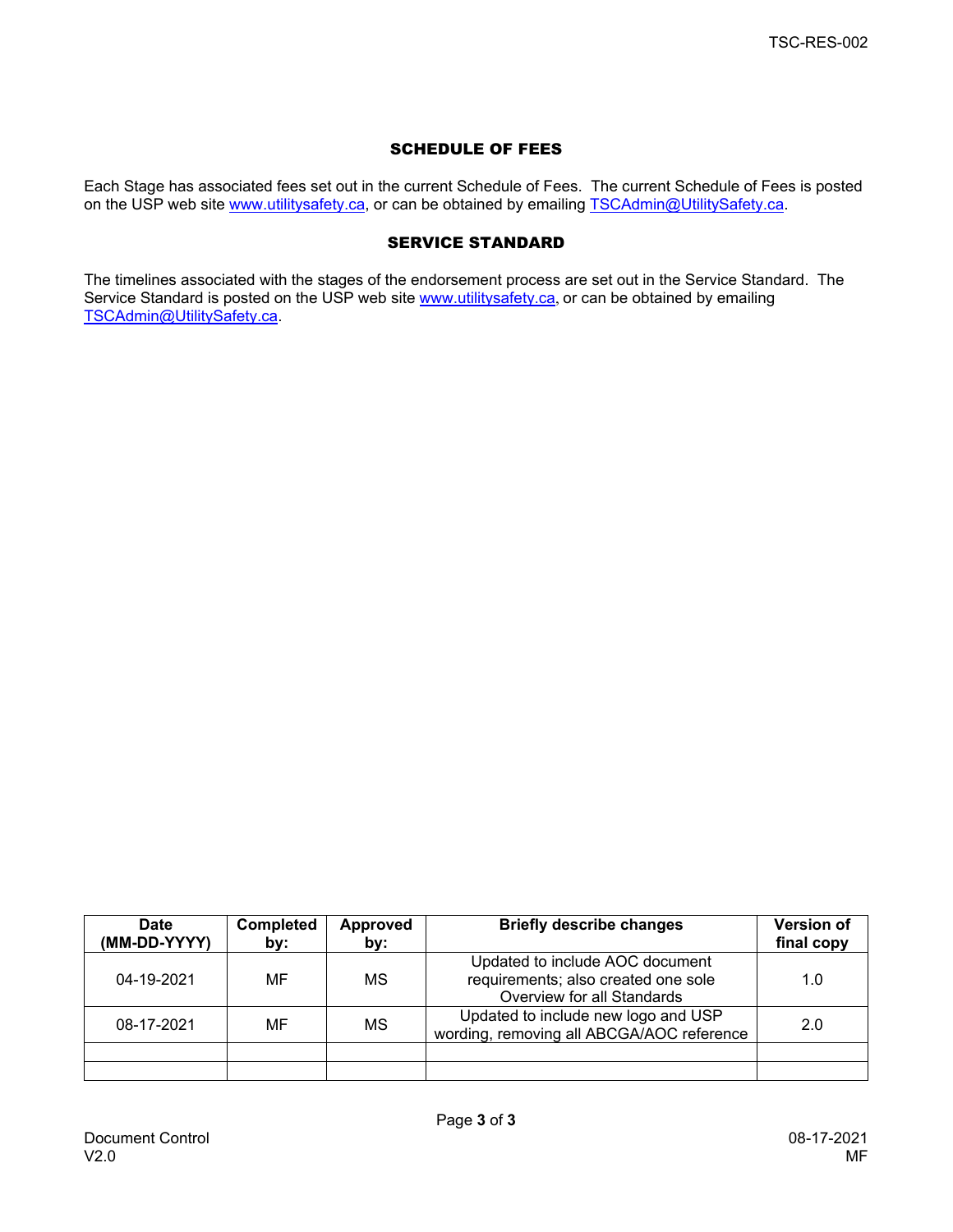## SCHEDULE OF FEES

Each Stage has associated fees set out in the current Schedule of Fees. The current Schedule of Fees is posted on the USP web site www.utilitysafety.ca, or can be obtained by emailing TSCAdmin@UtilitySafety.ca.

## SERVICE STANDARD

The timelines associated with the stages of the endorsement process are set out in the Service Standard. The Service Standard is posted on the USP web site www.utilitysafety.ca, or can be obtained by emailing TSCAdmin@UtilitySafety.ca.

| Date (MM-DD-YYYY) | Completed by: | Approved by: | Briefly describe changes | Version of final copy |
|---|---|---|---|---|
| 04-19-2021 | MF | MS | Updated to include AOC document requirements; also created one sole Overview for all Standards | 1.0 |
| 08-17-2021 | MF | MS | Updated to include new logo and USP wording, removing all ABCGA/AOC reference | 2.0 |
| | | | | |
| | | | | |

Document Control
V2.0

08-17-2021
MF